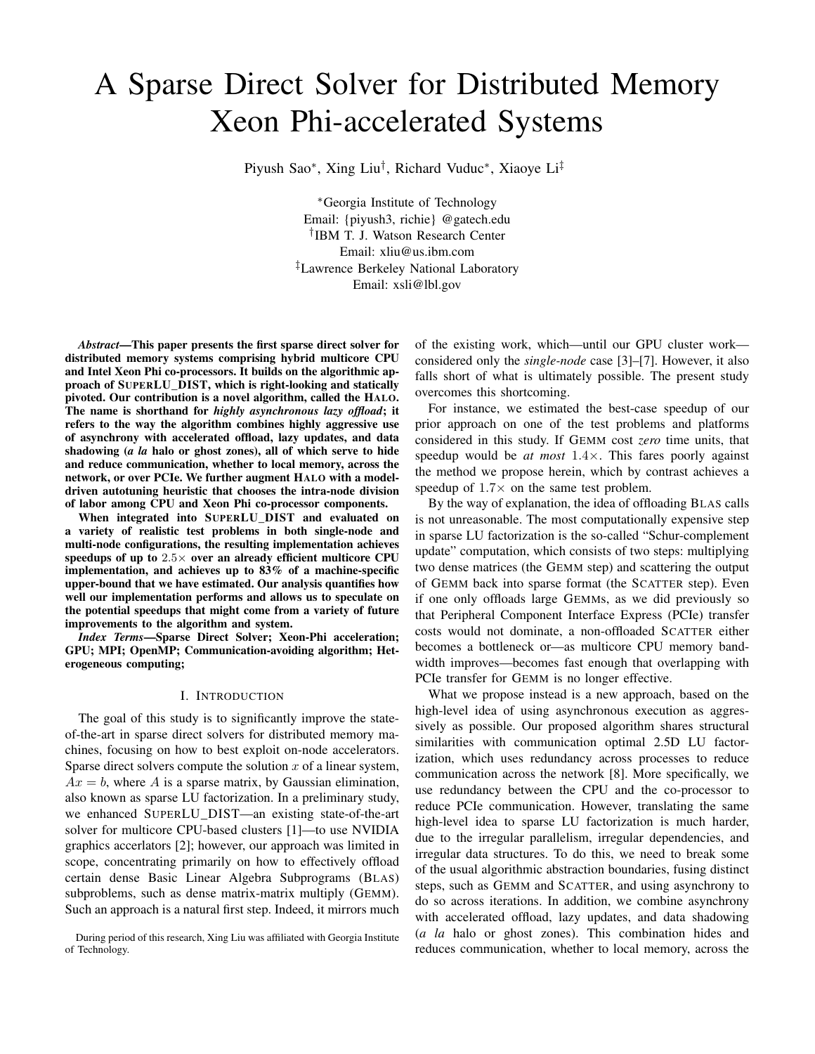# A Sparse Direct Solver for Distributed Memory Xeon Phi-accelerated Systems

Piyush Sao*, Xing Liu†, Richard Vuduc*, Xiaoye Li‡

*Georgia Institute of Technology
Email: {piyush3, richie} @gatech.edu
†IBM T. J. Watson Research Center
Email: xliu@us.ibm.com
‡Lawrence Berkeley National Laboratory
Email: xsli@lbl.gov

***Abstract*—This paper presents the first sparse direct solver for distributed memory systems comprising hybrid multicore CPU and Intel Xeon Phi co-processors. It builds on the algorithmic approach of SUPERLU_DIST, which is right-looking and statically pivoted. Our contribution is a novel algorithm, called the HALO. The name is shorthand for *highly asynchronous lazy offload*; it refers to the way the algorithm combines highly aggressive use of asynchrony with accelerated offload, lazy updates, and data shadowing (*a la* halo or ghost zones), all of which serve to hide and reduce communication, whether to local memory, across the network, or over PCIe. We further augment HALO with a model-driven autotuning heuristic that chooses the intra-node division of labor among CPU and Xeon Phi co-processor components.**

**When integrated into SUPERLU_DIST and evaluated on a variety of realistic test problems in both single-node and multi-node configurations, the resulting implementation achieves speedups of up to $2.5\times$ over an already efficient multicore CPU implementation, and achieves up to 83% of a machine-specific upper-bound that we have estimated. Our analysis quantifies how well our implementation performs and allows us to speculate on the potential speedups that might come from a variety of future improvements to the algorithm and system.**

***Index Terms*—Sparse Direct Solver; Xeon-Phi acceleration; GPU; MPI; OpenMP; Communication-avoiding algorithm; Heterogeneous computing;**

## I. Introduction

The goal of this study is to significantly improve the state-of-the-art in sparse direct solvers for distributed memory machines, focusing on how to best exploit on-node accelerators. Sparse direct solvers compute the solution $x$ of a linear system, $Ax = b$, where $A$ is a sparse matrix, by Gaussian elimination, also known as sparse LU factorization. In a preliminary study, we enhanced SUPERLU_DIST—an existing state-of-the-art solver for multicore CPU-based clusters [1]—to use NVIDIA graphics accerlators [2]; however, our approach was limited in scope, concentrating primarily on how to effectively offload certain dense Basic Linear Algebra Subprograms (BLAS) subproblems, such as dense matrix-matrix multiply (GEMM). Such an approach is a natural first step. Indeed, it mirrors much of the existing work, which—until our GPU cluster work—considered only the *single-node* case [3]–[7]. However, it also falls short of what is ultimately possible. The present study overcomes this shortcoming.

For instance, we estimated the best-case speedup of our prior approach on one of the test problems and platforms considered in this study. If GEMM cost *zero* time units, that speedup would be *at most* $1.4\times$. This fares poorly against the method we propose herein, which by contrast achieves a speedup of $1.7\times$ on the same test problem.

By the way of explanation, the idea of offloading BLAS calls is not unreasonable. The most computationally expensive step in sparse LU factorization is the so-called "Schur-complement update" computation, which consists of two steps: multiplying two dense matrices (the GEMM step) and scattering the output of GEMM back into sparse format (the SCATTER step). Even if one only offloads large GEMMs, as we did previously so that Peripheral Component Interface Express (PCIe) transfer costs would not dominate, a non-offloaded SCATTER either becomes a bottleneck or—as multicore CPU memory bandwidth improves—becomes fast enough that overlapping with PCIe transfer for GEMM is no longer effective.

What we propose instead is a new approach, based on the high-level idea of using asynchronous execution as aggressively as possible. Our proposed algorithm shares structural similarities with communication optimal 2.5D LU factorization, which uses redundancy across processes to reduce communication across the network [8]. More specifically, we use redundancy between the CPU and the co-processor to reduce PCIe communication. However, translating the same high-level idea to sparse LU factorization is much harder, due to the irregular parallelism, irregular dependencies, and irregular data structures. To do this, we need to break some of the usual algorithmic abstraction boundaries, fusing distinct steps, such as GEMM and SCATTER, and using asynchrony to do so across iterations. In addition, we combine asynchrony with accelerated offload, lazy updates, and data shadowing (*a la* halo or ghost zones). This combination hides and reduces communication, whether to local memory, across the

During period of this research, Xing Liu was affiliated with Georgia Institute of Technology.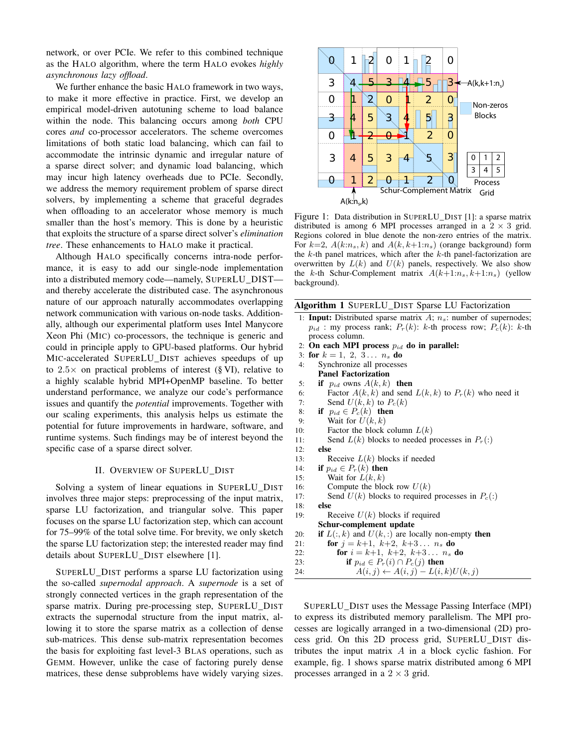network, or over PCIe. We refer to this combined technique as the HALO algorithm, where the term HALO evokes *highly asynchronous lazy offload*.

We further enhance the basic HALO framework in two ways, to make it more effective in practice. First, we develop an empirical model-driven autotuning scheme to load balance within the node. This balancing occurs among *both* CPU cores *and* co-processor accelerators. The scheme overcomes limitations of both static load balancing, which can fail to accommodate the intrinsic dynamic and irregular nature of a sparse direct solver; and dynamic load balancing, which may incur high latency overheads due to PCIe. Secondly, we address the memory requirement problem of sparse direct solvers, by implementing a scheme that graceful degrades when offloading to an accelerator whose memory is much smaller than the host's memory. This is done by a heuristic that exploits the structure of a sparse direct solver's *elimination tree*. These enhancements to HALO make it practical.

Although HALO specifically concerns intra-node performance, it is easy to add our single-node implementation into a distributed memory code—namely, SUPERLU_DIST—and thereby accelerate the distributed case. The asynchronous nature of our approach naturally accommodates overlapping network communication with various on-node tasks. Additionally, although our experimental platform uses Intel Manycore Xeon Phi (MIC) co-processors, the technique is generic and could in principle apply to GPU-based platforms. Our hybrid MIC-accelerated SUPERLU_DIST achieves speedups of up to $2.5\times$ on practical problems of interest (§ VI), relative to a highly scalable hybrid MPI+OpenMP baseline. To better understand performance, we analyze our code's performance issues and quantify the *potential* improvements. Together with our scaling experiments, this analysis helps us estimate the potential for future improvements in hardware, software, and runtime systems. Such findings may be of interest beyond the specific case of a sparse direct solver.

## II. Overview of SuperLU_Dist

Solving a system of linear equations in SUPERLU_DIST involves three major steps: preprocessing of the input matrix, sparse LU factorization, and triangular solve. This paper focuses on the sparse LU factorization step, which can account for 75–99% of the total solve time. For brevity, we only sketch the sparse LU factorization step; the interested reader may find details about SUPERLU_DIST elsewhere [1].

SUPERLU_DIST performs a sparse LU factorization using the so-called *supernodal approach*. A *supernode* is a set of strongly connected vertices in the graph representation of the sparse matrix. During pre-processing step, SUPERLU_DIST extracts the supernodal structure from the input matrix, allowing it to store the sparse matrix as a collection of dense sub-matrices. This dense sub-matrix representation becomes the basis for exploiting fast level-3 BLAS operations, such as GEMM. However, unlike the case of factoring purely dense matrices, these dense subproblems have widely varying sizes.

Figure 1: Data distribution in SUPERLU_DIST [1]: a sparse matrix distributed is among 6 MPI processes arranged in a $2 \times 3$ grid. Regions colored in blue denote the non-zero entries of the matrix. For $k{=}2$, $A(k{:}n_s, k)$ and $A(k, k{+}1{:}n_s)$ (orange background) form the $k$-th panel matrices, which after the $k$-th panel-factorization are overwritten by $L(k)$ and $U(k)$ panels, respectively. We also show the $k$-th Schur-Complement matrix $A(k{+}1{:}n_s, k{+}1{:}n_s)$ (yellow background).

**Algorithm 1** SUPERLU_DIST Sparse LU Factorization

```
1:  Input: Distributed sparse matrix A; n_s: number of supernodes;
    p_id : my process rank; P_r(k): k-th process row; P_c(k): k-th
    process column.
2:  On each MPI process p_id do in parallel:
3:  for k = 1, 2, 3... n_s do
4:      Synchronize all processes
        Panel Factorization
5:      if p_id owns A(k,k) then
6:          Factor A(k,k) and send L(k,k) to P_r(k) who need it
7:          Send U(k,k) to P_c(k)
8:      if p_id ∈ P_c(k) then
9:          Wait for U(k,k)
10:         Factor the block column L(k)
11:         Send L(k) blocks to needed processes in P_r(:)
12:     else
13:         Receive L(k) blocks if needed
14:     if p_id ∈ P_r(k) then
15:         Wait for L(k,k)
16:         Compute the block row U(k)
17:         Send U(k) blocks to required processes in P_c(:)
18:     else
19:         Receive U(k) blocks if required
        Schur-complement update
20:     if L(:,k) and U(k,:) are locally non-empty then
21:         for j = k+1, k+2, k+3... n_s do
22:             for i = k+1, k+2, k+3... n_s do
23:                 if p_id ∈ P_r(i) ∩ P_c(j) then
24:                     A(i,j) ← A(i,j) − L(i,k)U(k,j)
```

SUPERLU_DIST uses the Message Passing Interface (MPI) to express its distributed memory parallelism. The MPI processes are logically arranged in a two-dimensional (2D) process grid. On this 2D process grid, SUPERLU_DIST distributes the input matrix $A$ in a block cyclic fashion. For example, fig. 1 shows sparse matrix distributed among 6 MPI processes arranged in a $2 \times 3$ grid.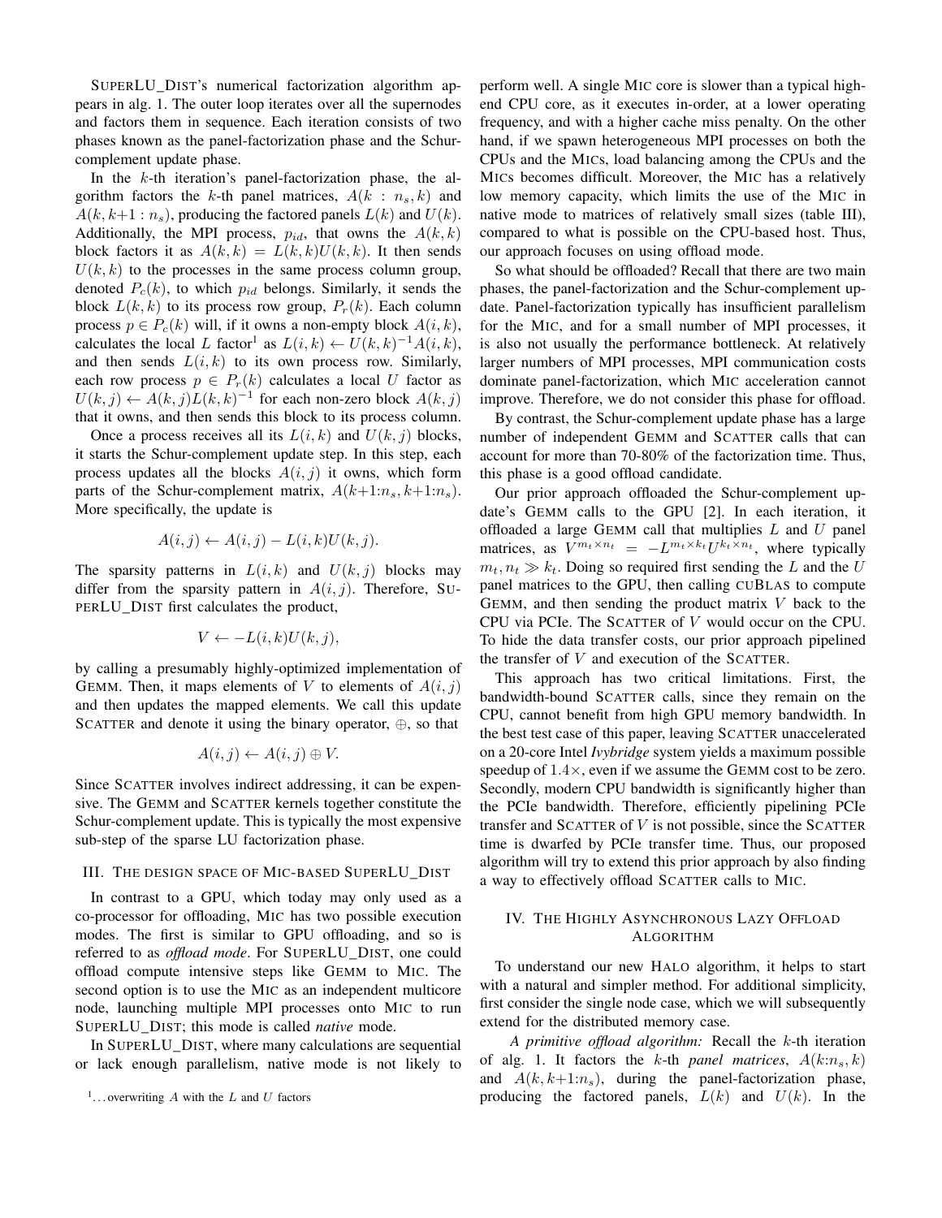SUPERLU_DIST's numerical factorization algorithm appears in alg. 1. The outer loop iterates over all the supernodes and factors them in sequence. Each iteration consists of two phases known as the panel-factorization phase and the Schur-complement update phase.

In the $k$-th iteration's panel-factorization phase, the algorithm factors the $k$-th panel matrices, $A(k : n_s, k)$ and $A(k, k+1 : n_s)$, producing the factored panels $L(k)$ and $U(k)$. Additionally, the MPI process, $p_{id}$, that owns the $A(k, k)$ block factors it as $A(k, k) = L(k, k)U(k, k)$. It then sends $U(k, k)$ to the processes in the same process column group, denoted $P_c(k)$, to which $p_{id}$ belongs. Similarly, it sends the block $L(k, k)$ to its process row group, $P_r(k)$. Each column process $p \in P_c(k)$ will, if it owns a non-empty block $A(i, k)$, calculates the local $L$ factor[1] as $L(i, k) \leftarrow U(k, k)^{-1}A(i, k)$, and then sends $L(i, k)$ to its own process row. Similarly, each row process $p \in P_r(k)$ calculates a local $U$ factor as $U(k, j) \leftarrow A(k, j)L(k, k)^{-1}$ for each non-zero block $A(k, j)$ that it owns, and then sends this block to its process column.

Once a process receives all its $L(i, k)$ and $U(k, j)$ blocks, it starts the Schur-complement update step. In this step, each process updates all the blocks $A(i, j)$ it owns, which form parts of the Schur-complement matrix, $A(k+1{:}n_s, k+1{:}n_s)$. More specifically, the update is

$$A(i, j) \leftarrow A(i, j) - L(i, k)U(k, j).$$

The sparsity patterns in $L(i, k)$ and $U(k, j)$ blocks may differ from the sparsity pattern in $A(i, j)$. Therefore, SUPERLU_DIST first calculates the product,

$$V \leftarrow -L(i, k)U(k, j),$$

by calling a presumably highly-optimized implementation of GEMM. Then, it maps elements of $V$ to elements of $A(i, j)$ and then updates the mapped elements. We call this update SCATTER and denote it using the binary operator, $\oplus$, so that

$$A(i, j) \leftarrow A(i, j) \oplus V.$$

Since SCATTER involves indirect addressing, it can be expensive. The GEMM and SCATTER kernels together constitute the Schur-complement update. This is typically the most expensive sub-step of the sparse LU factorization phase.

## III. The design space of MIC-based SuperLU_Dist

In contrast to a GPU, which today may only used as a co-processor for offloading, MIC has two possible execution modes. The first is similar to GPU offloading, and so is referred to as *offload mode*. For SUPERLU_DIST, one could offload compute intensive steps like GEMM to MIC. The second option is to use the MIC as an independent multicore node, launching multiple MPI processes onto MIC to run SUPERLU_DIST; this mode is called *native* mode.

In SUPERLU_DIST, where many calculations are sequential or lack enough parallelism, native mode is not likely to perform well. A single MIC core is slower than a typical high-end CPU core, as it executes in-order, at a lower operating frequency, and with a higher cache miss penalty. On the other hand, if we spawn heterogeneous MPI processes on both the CPUs and the MICs, load balancing among the CPUs and the MICs becomes difficult. Moreover, the MIC has a relatively low memory capacity, which limits the use of the MIC in native mode to matrices of relatively small sizes (table III), compared to what is possible on the CPU-based host. Thus, our approach focuses on using offload mode.

So what should be offloaded? Recall that there are two main phases, the panel-factorization and the Schur-complement update. Panel-factorization typically has insufficient parallelism for the MIC, and for a small number of MPI processes, it is also not usually the performance bottleneck. At relatively larger numbers of MPI processes, MPI communication costs dominate panel-factorization, which MIC acceleration cannot improve. Therefore, we do not consider this phase for offload.

By contrast, the Schur-complement update phase has a large number of independent GEMM and SCATTER calls that can account for more than 70-80% of the factorization time. Thus, this phase is a good offload candidate.

Our prior approach offloaded the Schur-complement update's GEMM calls to the GPU [2]. In each iteration, it offloaded a large GEMM call that multiplies $L$ and $U$ panel matrices, as $V^{m_t \times n_t} = -L^{m_t \times k_t}U^{k_t \times n_t}$, where typically $m_t, n_t \gg k_t$. Doing so required first sending the $L$ and the $U$ panel matrices to the GPU, then calling CUBLAS to compute GEMM, and then sending the product matrix $V$ back to the CPU via PCIe. The SCATTER of $V$ would occur on the CPU. To hide the data transfer costs, our prior approach pipelined the transfer of $V$ and execution of the SCATTER.

This approach has two critical limitations. First, the bandwidth-bound SCATTER calls, since they remain on the CPU, cannot benefit from high GPU memory bandwidth. In the best test case of this paper, leaving SCATTER unaccelerated on a 20-core Intel *Ivybridge* system yields a maximum possible speedup of $1.4\times$, even if we assume the GEMM cost to be zero. Secondly, modern CPU bandwidth is significantly higher than the PCIe bandwidth. Therefore, efficiently pipelining PCIe transfer and SCATTER of $V$ is not possible, since the SCATTER time is dwarfed by PCIe transfer time. Thus, our proposed algorithm will try to extend this prior approach by also finding a way to effectively offload SCATTER calls to MIC.

## IV. The Highly Asynchronous Lazy Offload Algorithm

To understand our new HALO algorithm, it helps to start with a natural and simpler method. For additional simplicity, first consider the single node case, which we will subsequently extend for the distributed memory case.

*A primitive offload algorithm:* Recall the $k$-th iteration of alg. 1. It factors the $k$-th *panel matrices*, $A(k{:}n_s, k)$ and $A(k, k+1{:}n_s)$, during the panel-factorization phase, producing the factored panels, $L(k)$ and $U(k)$. In the

[1]...overwriting $A$ with the $L$ and $U$ factors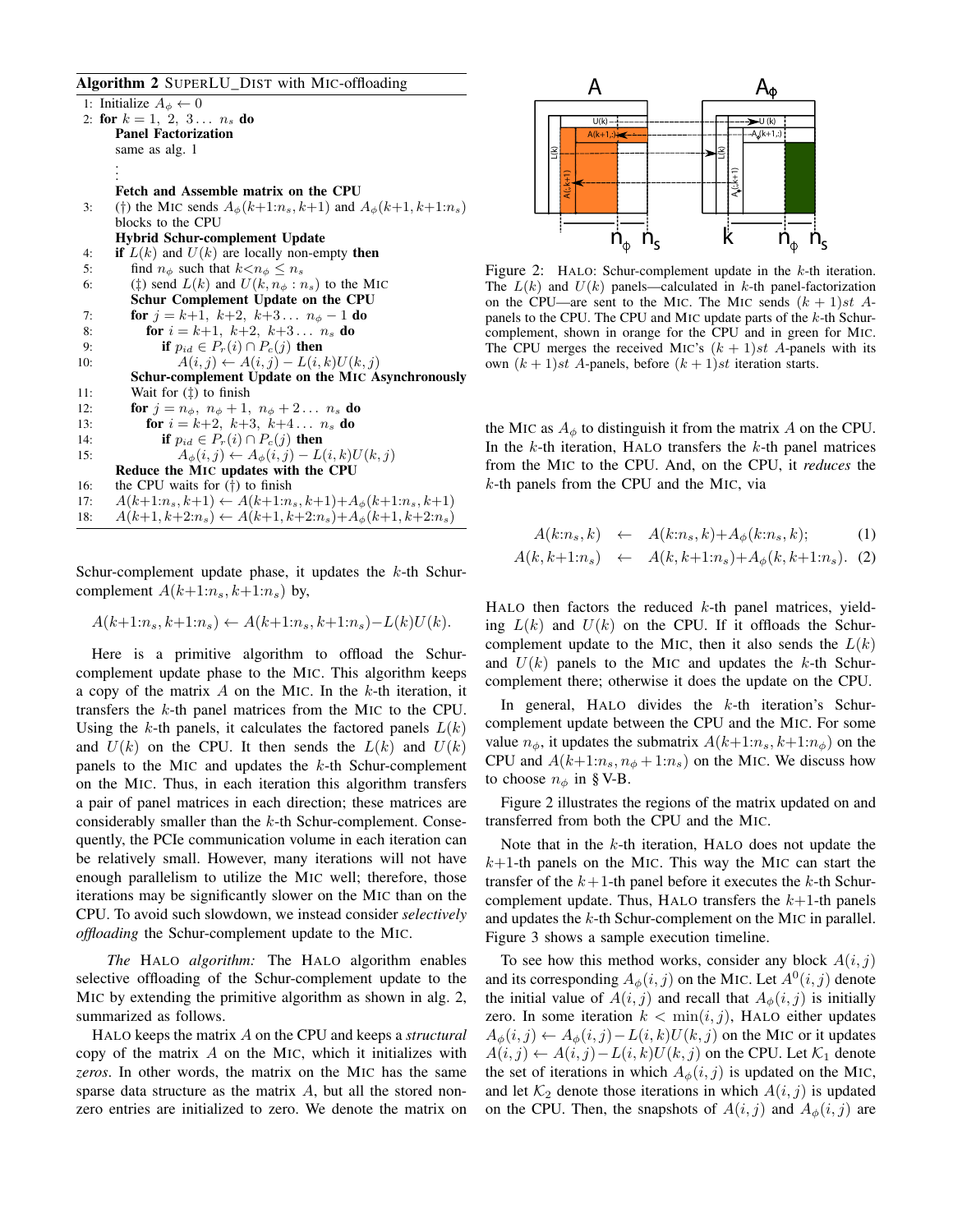**Algorithm 2** SuperLU_DIST with MIC-offloading

```
1:  Initialize A_φ ← 0
2:  for k = 1, 2, 3... n_s do
      Panel Factorization
      same as alg. 1
      ⋮
      Fetch and Assemble matrix on the CPU
3:    (†) the MIC sends A_φ(k+1:n_s, k+1) and A_φ(k+1, k+1:n_s)
      blocks to the CPU
      Hybrid Schur-complement Update
4:    if L(k) and U(k) are locally non-empty then
5:      find n_φ such that k<n_φ ≤ n_s
6:      (‡) send L(k) and U(k, n_φ : n_s) to the MIC
        Schur Complement Update on the CPU
7:      for j = k+1, k+2, k+3... n_φ − 1 do
8:        for i = k+1, k+2, k+3... n_s do
9:          if p_id ∈ P_r(i) ∩ P_c(j) then
10:           A(i,j) ← A(i,j) − L(i,k)U(k,j)
        Schur-complement Update on the MIC Asynchronously
11:     Wait for (‡) to finish
12:     for j = n_φ, n_φ + 1, n_φ + 2... n_s do
13:       for i = k+2, k+3, k+4... n_s do
14:         if p_id ∈ P_r(i) ∩ P_c(j) then
15:           A_φ(i,j) ← A_φ(i,j) − L(i,k)U(k,j)
      Reduce the MIC updates with the CPU
16:   the CPU waits for (†) to finish
17:   A(k+1:n_s, k+1) ← A(k+1:n_s, k+1)+A_φ(k+1:n_s, k+1)
18:   A(k+1, k+2:n_s) ← A(k+1, k+2:n_s)+A_φ(k+1, k+2:n_s)
```

Schur-complement update phase, it updates the $k$-th Schur-complement $A(k+1:n_s, k+1:n_s)$ by,

$$A(k+1:n_s, k+1:n_s) \leftarrow A(k+1:n_s, k+1:n_s) - L(k)U(k).$$

Here is a primitive algorithm to offload the Schur-complement update phase to the MIC. This algorithm keeps a copy of the matrix $A$ on the MIC. In the $k$-th iteration, it transfers the $k$-th panel matrices from the MIC to the CPU. Using the $k$-th panels, it calculates the factored panels $L(k)$ and $U(k)$ on the CPU. It then sends the $L(k)$ and $U(k)$ panels to the MIC and updates the $k$-th Schur-complement on the MIC. Thus, in each iteration this algorithm transfers a pair of panel matrices in each direction; these matrices are considerably smaller than the $k$-th Schur-complement. Consequently, the PCIe communication volume in each iteration can be relatively small. However, many iterations will not have enough parallelism to utilize the MIC well; therefore, those iterations may be significantly slower on the MIC than on the CPU. To avoid such slowdown, we instead consider *selectively offloading* the Schur-complement update to the MIC.

*The* HALO *algorithm:* The HALO algorithm enables selective offloading of the Schur-complement update to the MIC by extending the primitive algorithm as shown in alg. 2, summarized as follows.

HALO keeps the matrix $A$ on the CPU and keeps a *structural* copy of the matrix $A$ on the MIC, which it initializes with *zeros*. In other words, the matrix on the MIC has the same sparse data structure as the matrix $A$, but all the stored nonzero entries are initialized to zero. We denote the matrix on the MIC as $A_\phi$ to distinguish it from the matrix $A$ on the CPU. In the $k$-th iteration, HALO transfers the $k$-th panel matrices from the MIC to the CPU. And, on the CPU, it *reduces* the $k$-th panels from the CPU and the MIC, via

$$A(k:n_s, k) \quad \leftarrow \quad A(k:n_s, k) + A_\phi(k:n_s, k); \qquad (1)$$

$$A(k, k+1:n_s) \quad \leftarrow \quad A(k, k+1:n_s) + A_\phi(k, k+1:n_s). \quad (2)$$

HALO then factors the reduced $k$-th panel matrices, yielding $L(k)$ and $U(k)$ on the CPU. If it offloads the Schur-complement update to the MIC, then it also sends the $L(k)$ and $U(k)$ panels to the MIC and updates the $k$-th Schur-complement there; otherwise it does the update on the CPU.

In general, HALO divides the $k$-th iteration's Schur-complement update between the CPU and the MIC. For some value $n_\phi$, it updates the submatrix $A(k+1:n_s, k+1:n_\phi)$ on the CPU and $A(k+1:n_s, n_\phi+1:n_s)$ on the MIC. We discuss how to choose $n_\phi$ in § V-B.

Figure 2 illustrates the regions of the matrix updated on and transferred from both the CPU and the MIC.

Figure 2: HALO: Schur-complement update in the $k$-th iteration. The $L(k)$ and $U(k)$ panels—calculated in $k$-th panel-factorization on the CPU—are sent to the MIC. The MIC sends $(k+1)st$ $A$-panels to the CPU. The CPU and MIC update parts of the $k$-th Schur-complement, shown in orange for the CPU and in green for MIC. The CPU merges the received MIC's $(k+1)st$ $A$-panels with its own $(k+1)st$ $A$-panels, before $(k+1)st$ iteration starts.

Note that in the $k$-th iteration, HALO does not update the $k+1$-th panels on the MIC. This way the MIC can start the transfer of the $k+1$-th panel before it executes the $k$-th Schur-complement update. Thus, HALO transfers the $k+1$-th panels and updates the $k$-th Schur-complement on the MIC in parallel. Figure 3 shows a sample execution timeline.

To see how this method works, consider any block $A(i,j)$ and its corresponding $A_\phi(i,j)$ on the MIC. Let $A^0(i,j)$ denote the initial value of $A(i,j)$ and recall that $A_\phi(i,j)$ is initially zero. In some iteration $k < \min(i,j)$, HALO either updates $A_\phi(i,j) \leftarrow A_\phi(i,j) - L(i,k)U(k,j)$ on the MIC or it updates $A(i,j) \leftarrow A(i,j) - L(i,k)U(k,j)$ on the CPU. Let $\mathcal{K}_1$ denote the set of iterations in which $A_\phi(i,j)$ is updated on the MIC, and let $\mathcal{K}_2$ denote those iterations in which $A(i,j)$ is updated on the CPU. Then, the snapshots of $A(i,j)$ and $A_\phi(i,j)$ are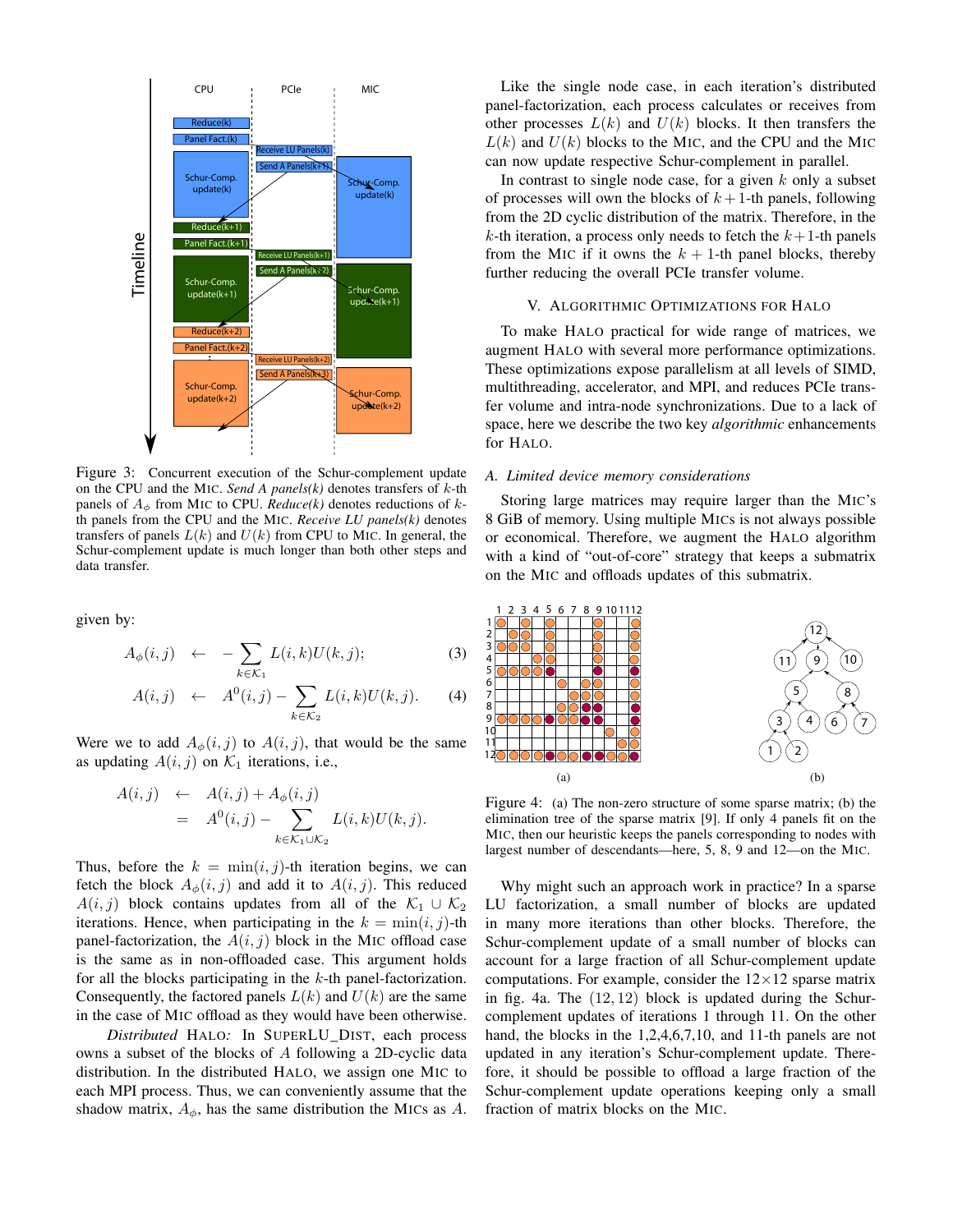Figure 3: Concurrent execution of the Schur-complement update on the CPU and the MIC. *Send A panels(k)* denotes transfers of $k$-th panels of $A_\phi$ from MIC to CPU. *Reduce(k)* denotes reductions of $k$-th panels from the CPU and the MIC. *Receive LU panels(k)* denotes transfers of panels $L(k)$ and $U(k)$ from CPU to MIC. In general, the Schur-complement update is much longer than both other steps and data transfer.

given by:

$$A_\phi(i,j) \quad \leftarrow \quad -\sum_{k \in \mathcal{K}_1} L(i,k)U(k,j); \tag{3}$$

$$A(i,j) \quad \leftarrow \quad A^0(i,j) - \sum_{k \in \mathcal{K}_2} L(i,k)U(k,j). \tag{4}$$

Were we to add $A_\phi(i,j)$ to $A(i,j)$, that would be the same as updating $A(i,j)$ on $\mathcal{K}_1$ iterations, i.e.,

$$\begin{aligned} A(i,j) \quad &\leftarrow \quad A(i,j) + A_\phi(i,j) \\ &= \quad A^0(i,j) - \sum_{k \in \mathcal{K}_1 \cup \mathcal{K}_2} L(i,k)U(k,j). \end{aligned}$$

Thus, before the $k = \min(i,j)$-th iteration begins, we can fetch the block $A_\phi(i,j)$ and add it to $A(i,j)$. This reduced $A(i,j)$ block contains updates from all of the $\mathcal{K}_1 \cup \mathcal{K}_2$ iterations. Hence, when participating in the $k = \min(i,j)$-th panel-factorization, the $A(i,j)$ block in the MIC offload case is the same as in non-offloaded case. This argument holds for all the blocks participating in the $k$-th panel-factorization. Consequently, the factored panels $L(k)$ and $U(k)$ are the same in the case of MIC offload as they would have been otherwise.

*Distributed* HALO*:* In SUPERLU_DIST, each process owns a subset of the blocks of $A$ following a 2D-cyclic data distribution. In the distributed HALO, we assign one MIC to each MPI process. Thus, we can conveniently assume that the shadow matrix, $A_\phi$, has the same distribution the MICs as $A$.

Like the single node case, in each iteration's distributed panel-factorization, each process calculates or receives from other processes $L(k)$ and $U(k)$ blocks. It then transfers the $L(k)$ and $U(k)$ blocks to the MIC, and the CPU and the MIC can now update respective Schur-complement in parallel.

In contrast to single node case, for a given $k$ only a subset of processes will own the blocks of $k+1$-th panels, following from the 2D cyclic distribution of the matrix. Therefore, in the $k$-th iteration, a process only needs to fetch the $k+1$-th panels from the MIC if it owns the $k+1$-th panel blocks, thereby further reducing the overall PCIe transfer volume.

## V. Algorithmic Optimizations for HALO

To make HALO practical for wide range of matrices, we augment HALO with several more performance optimizations. These optimizations expose parallelism at all levels of SIMD, multithreading, accelerator, and MPI, and reduces PCIe transfer volume and intra-node synchronizations. Due to a lack of space, here we describe the two key *algorithmic* enhancements for HALO.

### *A. Limited device memory considerations*

Storing large matrices may require larger than the MIC's 8 GiB of memory. Using multiple MICs is not always possible or economical. Therefore, we augment the HALO algorithm with a kind of "out-of-core" strategy that keeps a submatrix on the MIC and offloads updates of this submatrix.

Figure 4: (a) The non-zero structure of some sparse matrix; (b) the elimination tree of the sparse matrix [9]. If only 4 panels fit on the MIC, then our heuristic keeps the panels corresponding to nodes with largest number of descendants—here, 5, 8, 9 and 12—on the MIC.

Why might such an approach work in practice? In a sparse LU factorization, a small number of blocks are updated in many more iterations than other blocks. Therefore, the Schur-complement update of a small number of blocks can account for a large fraction of all Schur-complement update computations. For example, consider the $12\times12$ sparse matrix in fig. 4a. The $(12,12)$ block is updated during the Schur-complement updates of iterations 1 through 11. On the other hand, the blocks in the 1,2,4,6,7,10, and 11-th panels are not updated in any iteration's Schur-complement update. Therefore, it should be possible to offload a large fraction of the Schur-complement update operations keeping only a small fraction of matrix blocks on the MIC.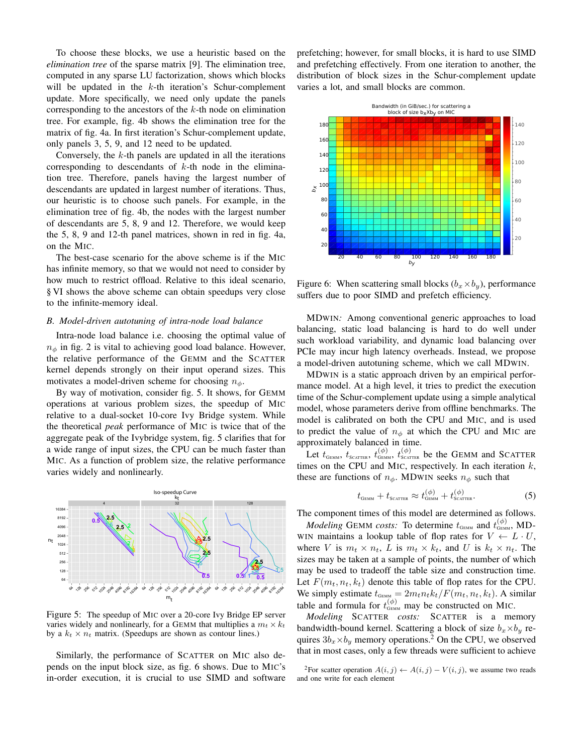To choose these blocks, we use a heuristic based on the *elimination tree* of the sparse matrix [9]. The elimination tree, computed in any sparse LU factorization, shows which blocks will be updated in the $k$-th iteration's Schur-complement update. More specifically, we need only update the panels corresponding to the ancestors of the $k$-th node on elimination tree. For example, fig. 4b shows the elimination tree for the matrix of fig. 4a. In first iteration's Schur-complement update, only panels 3, 5, 9, and 12 need to be updated.

Conversely, the $k$-th panels are updated in all the iterations corresponding to descendants of $k$-th node in the elimination tree. Therefore, panels having the largest number of descendants are updated in largest number of iterations. Thus, our heuristic is to choose such panels. For example, in the elimination tree of fig. 4b, the nodes with the largest number of descendants are 5, 8, 9 and 12. Therefore, we would keep the 5, 8, 9 and 12-th panel matrices, shown in red in fig. 4a, on the MIC.

The best-case scenario for the above scheme is if the MIC has infinite memory, so that we would not need to consider by how much to restrict offload. Relative to this ideal scenario, § VI shows the above scheme can obtain speedups very close to the infinite-memory ideal.

### B. Model-driven autotuning of intra-node load balance

Intra-node load balance i.e. choosing the optimal value of $n_\phi$ in fig. 2 is vital to achieving good load balance. However, the relative performance of the GEMM and the SCATTER kernel depends strongly on their input operand sizes. This motivates a model-driven scheme for choosing $n_\phi$.

By way of motivation, consider fig. 5. It shows, for GEMM operations at various problem sizes, the speedup of MIC relative to a dual-socket 10-core Ivy Bridge system. While the theoretical *peak* performance of MIC is twice that of the aggregate peak of the Ivybridge system, fig. 5 clarifies that for a wide range of input sizes, the CPU can be much faster than MIC. As a function of problem size, the relative performance varies widely and nonlinearly.

Figure 5: The speedup of MIC over a 20-core Ivy Bridge EP server varies widely and nonlinearly, for a GEMM that multiplies a $m_t \times k_t$ by a $k_t \times n_t$ matrix. (Speedups are shown as contour lines.)

Similarly, the performance of SCATTER on MIC also depends on the input block size, as fig. 6 shows. Due to MIC's in-order execution, it is crucial to use SIMD and software prefetching; however, for small blocks, it is hard to use SIMD and prefetching effectively. From one iteration to another, the distribution of block sizes in the Schur-complement update varies a lot, and small blocks are common.

Figure 6: When scattering small blocks ($b_x \times b_y$), performance suffers due to poor SIMD and prefetch efficiency.

MDWIN*:* Among conventional generic approaches to load balancing, static load balancing is hard to do well under such workload variability, and dynamic load balancing over PCIe may incur high latency overheads. Instead, we propose a model-driven autotuning scheme, which we call MDWIN.

MDWIN is a static approach driven by an empirical performance model. At a high level, it tries to predict the execution time of the Schur-complement update using a simple analytical model, whose parameters derive from offline benchmarks. The model is calibrated on both the CPU and MIC, and is used to predict the value of $n_\phi$ at which the CPU and MIC are approximately balanced in time.

Let $t_{\text{GEMM}}$, $t_{\text{SCATTER}}$, $t^{(\phi)}_{\text{GEMM}}$, $t^{(\phi)}_{\text{SCATTER}}$ be the GEMM and SCATTER times on the CPU and MIC, respectively. In each iteration $k$, these are functions of $n_\phi$. MDWIN seeks $n_\phi$ such that

$$t_{\text{GEMM}} + t_{\text{SCATTER}} \approx t^{(\phi)}_{\text{GEMM}} + t^{(\phi)}_{\text{SCATTER}}. \tag{5}$$

The component times of this model are determined as follows.

*Modeling* GEMM *costs:* To determine $t_{\text{GEMM}}$ and $t^{(\phi)}_{\text{GEMM}}$, MDWIN maintains a lookup table of flop rates for $V \leftarrow L \cdot U$, where $V$ is $m_t \times n_t$, $L$ is $m_t \times k_t$, and $U$ is $k_t \times n_t$. The sizes may be taken at a sample of points, the number of which may be used to tradeoff the table size and construction time. Let $F(m_t, n_t, k_t)$ denote this table of flop rates for the CPU. We simply estimate $t_{\text{GEMM}} = 2 m_t n_t k_t / F(m_t, n_t, k_t)$. A similar table and formula for $t^{(\phi)}_{\text{GEMM}}$ may be constructed on MIC.

*Modeling* SCATTER *costs:* SCATTER is a memory bandwidth-bound kernel. Scattering a block of size $b_x \times b_y$ requires $3 b_x \times b_y$ memory operations.[2] On the CPU, we observed that in most cases, only a few threads were sufficient to achieve

[2]For scatter operation $A(i, j) \leftarrow A(i, j) - V(i, j)$, we assume two reads and one write for each element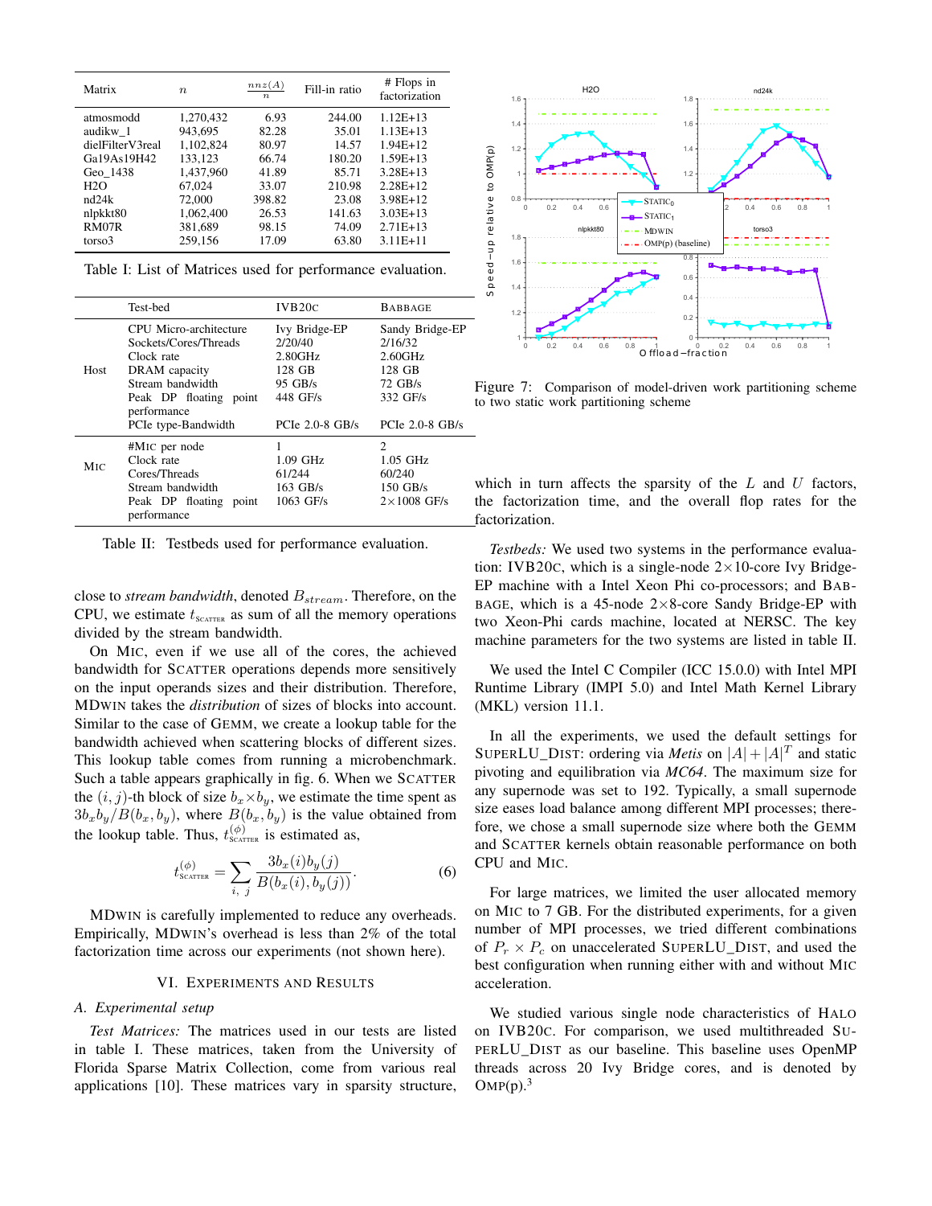| Matrix | $n$ | $\frac{nnz(A)}{n}$ | Fill-in ratio | # Flops in factorization |
|---|---|---|---|---|
| atmosmodd | 1,270,432 | 6.93 | 244.00 | 1.12E+13 |
| audikw_1 | 943,695 | 82.28 | 35.01 | 1.13E+13 |
| dielFilterV3real | 1,102,824 | 80.97 | 14.57 | 1.94E+12 |
| Ga19As19H42 | 133,123 | 66.74 | 180.20 | 1.59E+13 |
| Geo_1438 | 1,437,960 | 41.89 | 85.71 | 3.28E+13 |
| H2O | 67,024 | 33.07 | 210.98 | 2.28E+12 |
| nd24k | 72,000 | 398.82 | 23.08 | 3.98E+12 |
| nlpkkt80 | 1,062,400 | 26.53 | 141.63 | 3.03E+13 |
| RM07R | 381,689 | 98.15 | 74.09 | 2.71E+13 |
| torso3 | 259,156 | 17.09 | 63.80 | 3.11E+11 |

Table I: List of Matrices used for performance evaluation.

| | Test-bed | IVB20C | BABBAGE |
|---|---|---|---|
| Host | CPU Micro-architecture | Ivy Bridge-EP | Sandy Bridge-EP |
| | Sockets/Cores/Threads | 2/20/40 | 2/16/32 |
| | Clock rate | 2.80GHz | 2.60GHz |
| | DRAM capacity | 128 GB | 128 GB |
| | Stream bandwidth | 95 GB/s | 72 GB/s |
| | Peak DP floating point performance | 448 GF/s | 332 GF/s |
| | PCIe type-Bandwidth | PCIe 2.0-8 GB/s | PCIe 2.0-8 GB/s |
| MIC | #MIC per node | 1 | 2 |
| | Clock rate | 1.09 GHz | 1.05 GHz |
| | Cores/Threads | 61/244 | 60/240 |
| | Stream bandwidth | 163 GB/s | 150 GB/s |
| | Peak DP floating point performance | 1063 GF/s | 2×1008 GF/s |

Table II: Testbeds used for performance evaluation.

close to *stream bandwidth*, denoted $B_{stream}$. Therefore, on the CPU, we estimate $t_{\text{SCATTER}}$ as sum of all the memory operations divided by the stream bandwidth.

On MIC, even if we use all of the cores, the achieved bandwidth for SCATTER operations depends more sensitively on the input operands sizes and their distribution. Therefore, MDWIN takes the *distribution* of sizes of blocks into account. Similar to the case of GEMM, we create a lookup table for the bandwidth achieved when scattering blocks of different sizes. This lookup table comes from running a microbenchmark. Such a table appears graphically in fig. 6. When we SCATTER the $(i, j)$-th block of size $b_x \times b_y$, we estimate the time spent as $3b_x b_y / B(b_x, b_y)$, where $B(b_x, b_y)$ is the value obtained from the lookup table. Thus, $t^{(\phi)}_{\text{SCATTER}}$ is estimated as,

$$t^{(\phi)}_{\text{SCATTER}} = \sum_{i,\ j} \frac{3b_x(i)b_y(j)}{B(b_x(i), b_y(j))}. \qquad (6)$$

MDWIN is carefully implemented to reduce any overheads. Empirically, MDWIN's overhead is less than 2% of the total factorization time across our experiments (not shown here).

## VI. EXPERIMENTS AND RESULTS

### A. Experimental setup

*Test Matrices:* The matrices used in our tests are listed in table I. These matrices, taken from the University of Florida Sparse Matrix Collection, come from various real applications [10]. These matrices vary in sparsity structure, which in turn affects the sparsity of the $L$ and $U$ factors, the factorization time, and the overall flop rates for the factorization.

Figure 7: Comparison of model-driven work partitioning scheme to two static work partitioning scheme

*Testbeds:* We used two systems in the performance evaluation: IVB20C, which is a single-node 2×10-core Ivy Bridge-EP machine with a Intel Xeon Phi co-processors; and BABBAGE, which is a 45-node 2×8-core Sandy Bridge-EP with two Xeon-Phi cards machine, located at NERSC. The key machine parameters for the two systems are listed in table II.

We used the Intel C Compiler (ICC 15.0.0) with Intel MPI Runtime Library (IMPI 5.0) and Intel Math Kernel Library (MKL) version 11.1.

In all the experiments, we used the default settings for SUPERLU_DIST: ordering via *Metis* on $|A| + |A|^T$ and static pivoting and equilibration via *MC64*. The maximum size for any supernode was set to 192. Typically, a small supernode size eases load balance among different MPI processes; therefore, we chose a small supernode size where both the GEMM and SCATTER kernels obtain reasonable performance on both CPU and MIC.

For large matrices, we limited the user allocated memory on MIC to 7 GB. For the distributed experiments, for a given number of MPI processes, we tried different combinations of $P_r \times P_c$ on unaccelerated SUPERLU_DIST, and used the best configuration when running either with and without MIC acceleration.

We studied various single node characteristics of HALO on IVB20C. For comparison, we used multithreaded SUPERLU_DIST as our baseline. This baseline uses OpenMP threads across 20 Ivy Bridge cores, and is denoted by OMP(p).[3]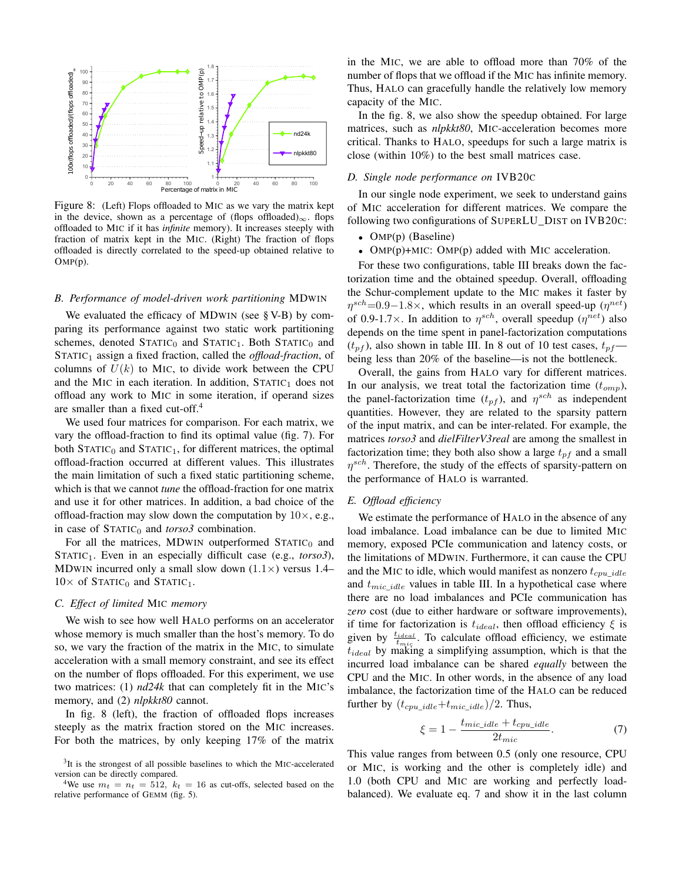Figure 8: (Left) Flops offloaded to MIC as we vary the matrix kept in the device, shown as a percentage of (flops offloaded)$_\infty$. flops offloaded to MIC if it has *infinite* memory). It increases steeply with fraction of matrix kept in the MIC. (Right) The fraction of flops offloaded is directly correlated to the speed-up obtained relative to OMP(p).

### B. Performance of model-driven work partitioning MDWIN

We evaluated the efficacy of MDWIN (see § V-B) by comparing its performance against two static work partitioning schemes, denoted $\text{STATIC}_0$ and $\text{STATIC}_1$. Both $\text{STATIC}_0$ and $\text{STATIC}_1$ assign a fixed fraction, called the *offload-fraction*, of columns of $U(k)$ to MIC, to divide work between the CPU and the MIC in each iteration. In addition, $\text{STATIC}_1$ does not offload any work to MIC in some iteration, if operand sizes are smaller than a fixed cut-off.[4]

We used four matrices for comparison. For each matrix, we vary the offload-fraction to find its optimal value (fig. 7). For both $\text{STATIC}_0$ and $\text{STATIC}_1$, for different matrices, the optimal offload-fraction occurred at different values. This illustrates the main limitation of such a fixed static partitioning scheme, which is that we cannot *tune* the offload-fraction for one matrix and use it for other matrices. In addition, a bad choice of the offload-fraction may slow down the computation by 10×, e.g., in case of $\text{STATIC}_0$ and *torso3* combination.

For all the matrices, MDWIN outperformed $\text{STATIC}_0$ and $\text{STATIC}_1$. Even in an especially difficult case (e.g., *torso3*), MDWIN incurred only a small slow down (1.1×) versus 1.4–10× of $\text{STATIC}_0$ and $\text{STATIC}_1$.

### C. Effect of limited MIC memory

We wish to see how well HALO performs on an accelerator whose memory is much smaller than the host's memory. To do so, we vary the fraction of the matrix in the MIC, to simulate acceleration with a small memory constraint, and see its effect on the number of flops offloaded. For this experiment, we use two matrices: (1) *nd24k* that can completely fit in the MIC's memory, and (2) *nlpkkt80* cannot.

In fig. 8 (left), the fraction of offloaded flops increases steeply as the matrix fraction stored on the MIC increases. For both the matrices, by only keeping 17% of the matrix in the MIC, we are able to offload more than 70% of the number of flops that we offload if the MIC has infinite memory. Thus, HALO can gracefully handle the relatively low memory capacity of the MIC.

In the fig. 8, we also show the speedup obtained. For large matrices, such as *nlpkkt80*, MIC-acceleration becomes more critical. Thanks to HALO, speedups for such a large matrix is close (within 10%) to the best small matrices case.

### D. Single node performance on IVB20C

In our single node experiment, we seek to understand gains of MIC acceleration for different matrices. We compare the following two configurations of SUPERLU_DIST on IVB20C:

- OMP(p) (Baseline)
- OMP(p)+MIC: OMP(p) added with MIC acceleration.

For these two configurations, table III breaks down the factorization time and the obtained speedup. Overall, offloading the Schur-complement update to the MIC makes it faster by $\eta^{sch}$=0.9−1.8×, which results in an overall speed-up ($\eta^{net}$) of 0.9-1.7×. In addition to $\eta^{sch}$, overall speedup ($\eta^{net}$) also depends on the time spent in panel-factorization computations ($t_{pf}$), also shown in table III. In 8 out of 10 test cases, $t_{pf}$—being less than 20% of the baseline—is not the bottleneck.

Overall, the gains from HALO vary for different matrices. In our analysis, we treat total the factorization time ($t_{omp}$), the panel-factorization time ($t_{pf}$), and $\eta^{sch}$ as independent quantities. However, they are related to the sparsity pattern of the input matrix, and can be inter-related. For example, the matrices *torso3* and *dielFilterV3real* are among the smallest in factorization time; they both also show a large $t_{pf}$ and a small $\eta^{sch}$. Therefore, the study of the effects of sparsity-pattern on the performance of HALO is warranted.

### E. Offload efficiency

We estimate the performance of HALO in the absence of any load imbalance. Load imbalance can be due to limited MIC memory, exposed PCIe communication and latency costs, or the limitations of MDWIN. Furthermore, it can cause the CPU and the MIC to idle, which would manifest as nonzero $t_{cpu\_idle}$ and $t_{mic\_idle}$ values in table III. In a hypothetical case where there are no load imbalances and PCIe communication has *zero* cost (due to either hardware or software improvements), if time for factorization is $t_{ideal}$, then offload efficiency $\xi$ is given by $\frac{t_{ideal}}{t_{mic}}$. To calculate offload efficiency, we estimate $t_{ideal}$ by making a simplifying assumption, which is that the incurred load imbalance can be shared *equally* between the CPU and the MIC. In other words, in the absence of any load imbalance, the factorization time of the HALO can be reduced further by $(t_{cpu\_idle}+t_{mic\_idle})/2$. Thus,

$$\xi = 1 - \frac{t_{mic\_idle} + t_{cpu\_idle}}{2t_{mic}}. \tag{7}$$

This value ranges from between 0.5 (only one resource, CPU or MIC, is working and the other is completely idle) and 1.0 (both CPU and MIC are working and perfectly load-balanced). We evaluate eq. 7 and show it in the last column

[3]It is the strongest of all possible baselines to which the MIC-accelerated version can be directly compared.

[4]We use $m_t = n_t = 512$, $k_t = 16$ as cut-offs, selected based on the relative performance of GEMM (fig. 5).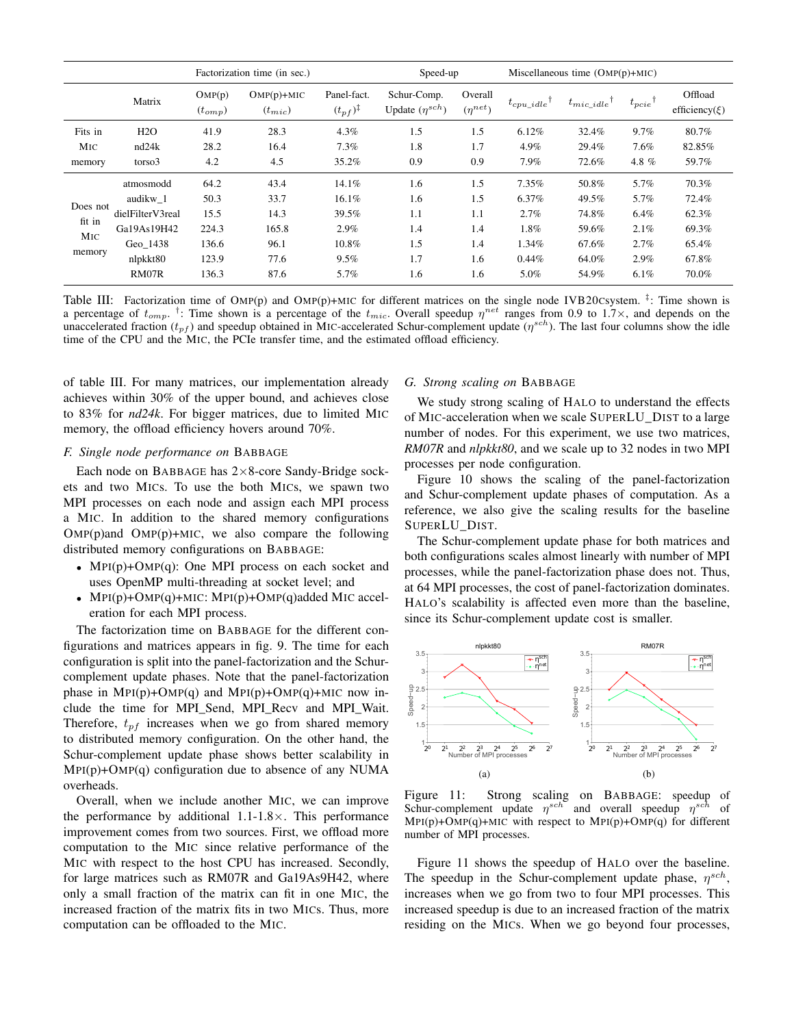| | | Factorization time (in sec.) | | | Speed-up | | Miscellaneous time (OMP(p)+MIC) | | | |
|---|---|---|---|---|---|---|---|---|---|---|
| | Matrix | OMP(p) ($t_{omp}$) | OMP(p)+MIC ($t_{mic}$) | Panel-fact. ($t_{pf}$)‡ | Schur-Comp. Update ($\eta^{sch}$) | Overall ($\eta^{net}$) | $t_{cpu\_idle}$† | $t_{mic\_idle}$† | $t_{pcie}$† | Offload efficiency($\xi$) |
| Fits in MIC memory | H2O | 41.9 | 28.3 | 4.3% | 1.5 | 1.5 | 6.12% | 32.4% | 9.7% | 80.7% |
| | nd24k | 28.2 | 16.4 | 7.3% | 1.8 | 1.7 | 4.9% | 29.4% | 7.6% | 82.85% |
| | torso3 | 4.2 | 4.5 | 35.2% | 0.9 | 0.9 | 7.9% | 72.6% | 4.8 % | 59.7% |
| Does not fit in MIC memory | atmosmodd | 64.2 | 43.4 | 14.1% | 1.6 | 1.5 | 7.35% | 50.8% | 5.7% | 70.3% |
| | audikw_1 | 50.3 | 33.7 | 16.1% | 1.6 | 1.5 | 6.37% | 49.5% | 5.7% | 72.4% |
| | dielFilterV3real | 15.5 | 14.3 | 39.5% | 1.1 | 1.1 | 2.7% | 74.8% | 6.4% | 62.3% |
| | Ga19As19H42 | 224.3 | 165.8 | 2.9% | 1.4 | 1.4 | 1.8% | 59.6% | 2.1% | 69.3% |
| | Geo_1438 | 136.6 | 96.1 | 10.8% | 1.5 | 1.4 | 1.34% | 67.6% | 2.7% | 65.4% |
| | nlpkkt80 | 123.9 | 77.6 | 9.5% | 1.7 | 1.6 | 0.44% | 64.0% | 2.9% | 67.8% |
| | RM07R | 136.3 | 87.6 | 5.7% | 1.6 | 1.6 | 5.0% | 54.9% | 6.1% | 70.0% |

Table III: Factorization time of OMP(p) and OMP(p)+MIC for different matrices on the single node IVB20Csystem. ‡: Time shown is a percentage of $t_{omp}$. †: Time shown is a percentage of the $t_{mic}$. Overall speedup $\eta^{net}$ ranges from 0.9 to 1.7×, and depends on the unaccelerated fraction ($t_{pf}$) and speedup obtained in MIC-accelerated Schur-complement update ($\eta^{sch}$). The last four columns show the idle time of the CPU and the MIC, the PCIe transfer time, and the estimated offload efficiency.

of table III. For many matrices, our implementation already achieves within 30% of the upper bound, and achieves close to 83% for *nd24k*. For bigger matrices, due to limited MIC memory, the offload efficiency hovers around 70%.

### F. Single node performance on BABBAGE

Each node on BABBAGE has 2×8-core Sandy-Bridge sockets and two MICs. To use the both MICs, we spawn two MPI processes on each node and assign each MPI process a MIC. In addition to the shared memory configurations OMP(p)and OMP(p)+MIC, we also compare the following distributed memory configurations on BABBAGE:

- MPI(p)+OMP(q): One MPI process on each socket and uses OpenMP multi-threading at socket level; and
- MPI(p)+OMP(q)+MIC: MPI(p)+OMP(q)added MIC acceleration for each MPI process.

The factorization time on BABBAGE for the different configurations and matrices appears in fig. 9. The time for each configuration is split into the panel-factorization and the Schur-complement update phases. Note that the panel-factorization phase in MPI(p)+OMP(q) and MPI(p)+OMP(q)+MIC now include the time for MPI_Send, MPI_Recv and MPI_Wait. Therefore, $t_{pf}$ increases when we go from shared memory to distributed memory configuration. On the other hand, the Schur-complement update phase shows better scalability in MPI(p)+OMP(q) configuration due to absence of any NUMA overheads.

Overall, when we include another MIC, we can improve the performance by additional 1.1-1.8×. This performance improvement comes from two sources. First, we offload more computation to the MIC since relative performance of the MIC with respect to the host CPU has increased. Secondly, for large matrices such as RM07R and Ga19As9H42, where only a small fraction of the matrix can fit in one MIC, the increased fraction of the matrix fits in two MICs. Thus, more computation can be offloaded to the MIC.

### G. Strong scaling on BABBAGE

We study strong scaling of HALO to understand the effects of MIC-acceleration when we scale SUPERLU_DIST to a large number of nodes. For this experiment, we use two matrices, *RM07R* and *nlpkkt80*, and we scale up to 32 nodes in two MPI processes per node configuration.

Figure 10 shows the scaling of the panel-factorization and Schur-complement update phases of computation. As a reference, we also give the scaling results for the baseline SUPERLU_DIST.

The Schur-complement update phase for both matrices and both configurations scales almost linearly with number of MPI processes, while the panel-factorization phase does not. Thus, at 64 MPI processes, the cost of panel-factorization dominates. HALO's scalability is affected even more than the baseline, since its Schur-complement update cost is smaller.

Figure 11: Strong scaling on BABBAGE: speedup of Schur-complement update $\eta^{sch}$ and overall speedup $\eta^{sch}$ of MPI(p)+OMP(q)+MIC with respect to MPI(p)+OMP(q) for different number of MPI processes.

Figure 11 shows the speedup of HALO over the baseline. The speedup in the Schur-complement update phase, $\eta^{sch}$, increases when we go from two to four MPI processes. This increased speedup is due to an increased fraction of the matrix residing on the MICs. When we go beyond four processes,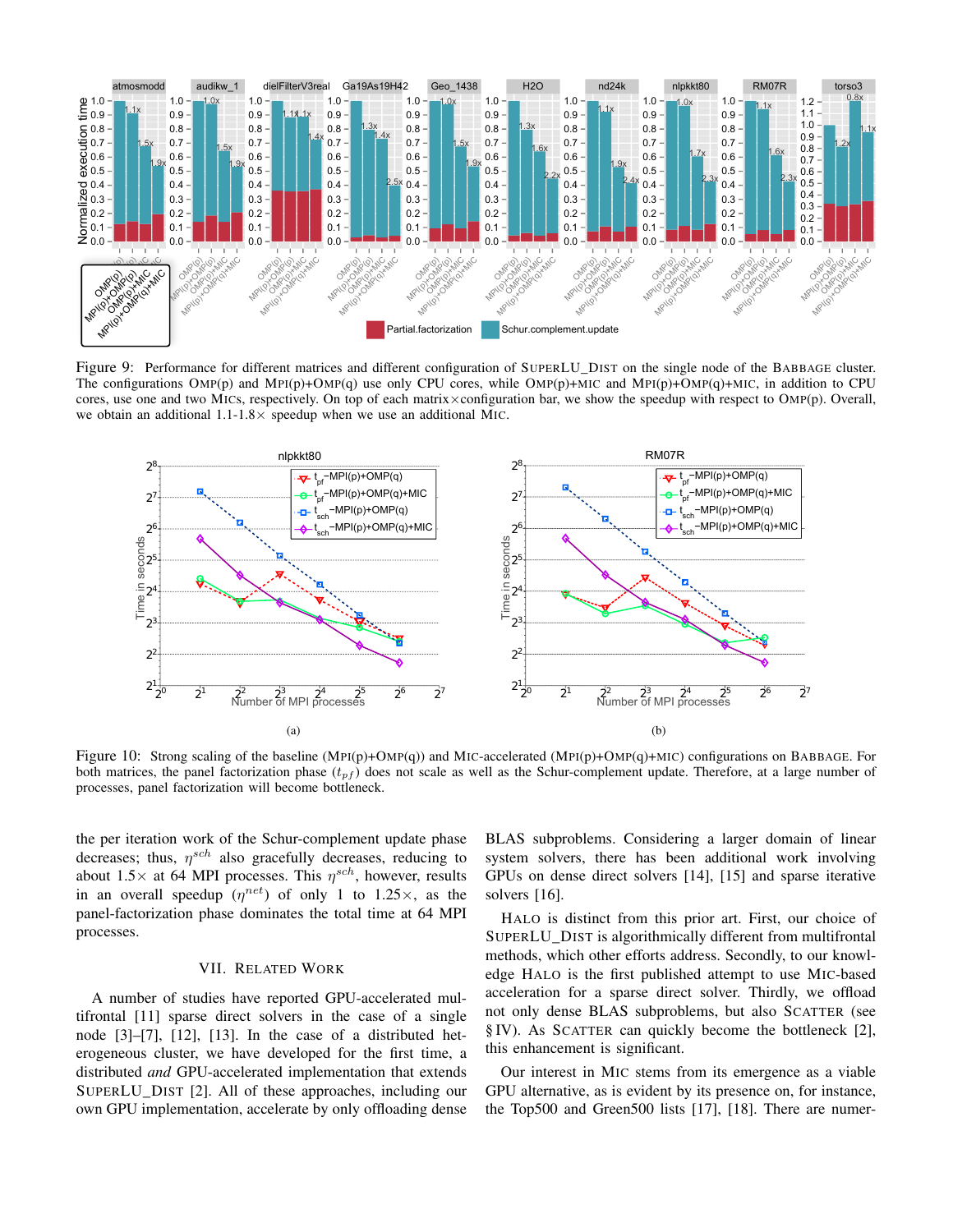Figure 9: Performance for different matrices and different configuration of SUPERLU_DIST on the single node of the BABBAGE cluster. The configurations OMP(p) and MPI(p)+OMP(q) use only CPU cores, while OMP(p)+MIC and MPI(p)+OMP(q)+MIC, in addition to CPU cores, use one and two MICs, respectively. On top of each matrix×configuration bar, we show the speedup with respect to OMP(p). Overall, we obtain an additional 1.1-1.8× speedup when we use an additional MIC.

(a)

(b)

Figure 10: Strong scaling of the baseline (MPI(p)+OMP(q)) and MIC-accelerated (MPI(p)+OMP(q)+MIC) configurations on BABBAGE. For both matrices, the panel factorization phase ($t_{pf}$) does not scale as well as the Schur-complement update. Therefore, at a large number of processes, panel factorization will become bottleneck.

the per iteration work of the Schur-complement update phase decreases; thus, $\eta^{sch}$ also gracefully decreases, reducing to about 1.5× at 64 MPI processes. This $\eta^{sch}$, however, results in an overall speedup ($\eta^{net}$) of only 1 to 1.25×, as the panel-factorization phase dominates the total time at 64 MPI processes.

## VII. RELATED WORK

A number of studies have reported GPU-accelerated multifrontal [11] sparse direct solvers in the case of a single node [3]–[7], [12], [13]. In the case of a distributed heterogeneous cluster, we have developed for the first time, a distributed *and* GPU-accelerated implementation that extends SUPERLU_DIST [2]. All of these approaches, including our own GPU implementation, accelerate by only offloading dense BLAS subproblems. Considering a larger domain of linear system solvers, there has been additional work involving GPUs on dense direct solvers [14], [15] and sparse iterative solvers [16].

HALO is distinct from this prior art. First, our choice of SUPERLU_DIST is algorithmically different from multifrontal methods, which other efforts address. Secondly, to our knowledge HALO is the first published attempt to use MIC-based acceleration for a sparse direct solver. Thirdly, we offload not only dense BLAS subproblems, but also SCATTER (see § IV). As SCATTER can quickly become the bottleneck [2], this enhancement is significant.

Our interest in MIC stems from its emergence as a viable GPU alternative, as is evident by its presence on, for instance, the Top500 and Green500 lists [17], [18]. There are numer-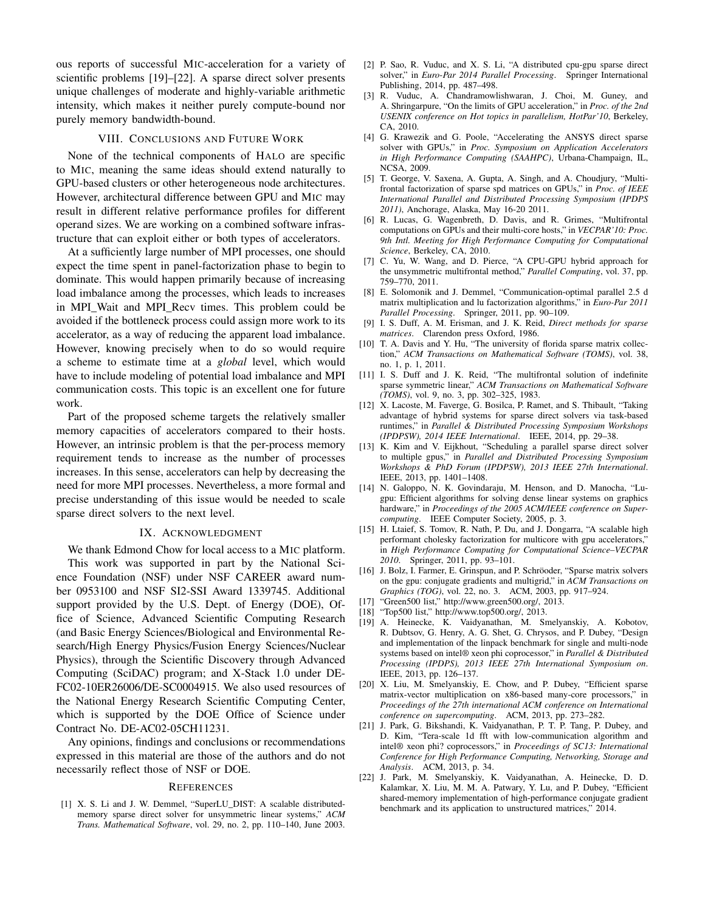ous reports of successful MIC-acceleration for a variety of scientific problems [19]–[22]. A sparse direct solver presents unique challenges of moderate and highly-variable arithmetic intensity, which makes it neither purely compute-bound nor purely memory bandwidth-bound.

## VIII. CONCLUSIONS AND FUTURE WORK

None of the technical components of HALO are specific to MIC, meaning the same ideas should extend naturally to GPU-based clusters or other heterogeneous node architectures. However, architectural difference between GPU and MIC may result in different relative performance profiles for different operand sizes. We are working on a combined software infrastructure that can exploit either or both types of accelerators.

At a sufficiently large number of MPI processes, one should expect the time spent in panel-factorization phase to begin to dominate. This would happen primarily because of increasing load imbalance among the processes, which leads to increases in MPI_Wait and MPI_Recv times. This problem could be avoided if the bottleneck process could assign more work to its accelerator, as a way of reducing the apparent load imbalance. However, knowing precisely when to do so would require a scheme to estimate time at a *global* level, which would have to include modeling of potential load imbalance and MPI communication costs. This topic is an excellent one for future work.

Part of the proposed scheme targets the relatively smaller memory capacities of accelerators compared to their hosts. However, an intrinsic problem is that the per-process memory requirement tends to increase as the number of processes increases. In this sense, accelerators can help by decreasing the need for more MPI processes. Nevertheless, a more formal and precise understanding of this issue would be needed to scale sparse direct solvers to the next level.

## IX. ACKNOWLEDGMENT

We thank Edmond Chow for local access to a MIC platform.

This work was supported in part by the National Science Foundation (NSF) under NSF CAREER award number 0953100 and NSF SI2-SSI Award 1339745. Additional support provided by the U.S. Dept. of Energy (DOE), Office of Science, Advanced Scientific Computing Research (and Basic Energy Sciences/Biological and Environmental Research/High Energy Physics/Fusion Energy Sciences/Nuclear Physics), through the Scientific Discovery through Advanced Computing (SciDAC) program; and X-Stack 1.0 under DE-FC02-10ER26006/DE-SC0004915. We also used resources of the National Energy Research Scientific Computing Center, which is supported by the DOE Office of Science under Contract No. DE-AC02-05CH11231.

Any opinions, findings and conclusions or recommendations expressed in this material are those of the authors and do not necessarily reflect those of NSF or DOE.

## REFERENCES

[1] X. S. Li and J. W. Demmel, "SuperLU_DIST: A scalable distributed-memory sparse direct solver for unsymmetric linear systems," *ACM Trans. Mathematical Software*, vol. 29, no. 2, pp. 110–140, June 2003.

[2] P. Sao, R. Vuduc, and X. S. Li, "A distributed cpu-gpu sparse direct solver," in *Euro-Par 2014 Parallel Processing*. Springer International Publishing, 2014, pp. 487–498.

[3] R. Vuduc, A. Chandramowlishwaran, J. Choi, M. Guney, and A. Shringarpure, "On the limits of GPU acceleration," in *Proc. of the 2nd USENIX conference on Hot topics in parallelism, HotPar'10*, Berkeley, CA, 2010.

[4] G. Krawezik and G. Poole, "Accelerating the ANSYS direct sparse solver with GPUs," in *Proc. Symposium on Application Accelerators in High Performance Computing (SAAHPC)*, Urbana-Champaign, IL, NCSA, 2009.

[5] T. George, V. Saxena, A. Gupta, A. Singh, and A. Choudjury, "Multi-frontal factorization of sparse spd matrices on GPUs," in *Proc. of IEEE International Parallel and Distributed Processing Symposium (IPDPS 2011)*, Anchorage, Alaska, May 16-20 2011.

[6] R. Lucas, G. Wagenbreth, D. Davis, and R. Grimes, "Multifrontal computations on GPUs and their multi-core hosts," in *VECPAR'10: Proc. 9th Intl. Meeting for High Performance Computing for Computational Science*, Berkeley, CA, 2010.

[7] C. Yu, W. Wang, and D. Pierce, "A CPU-GPU hybrid approach for the unsymmetric multifrontal method," *Parallel Computing*, vol. 37, pp. 759–770, 2011.

[8] E. Solomonik and J. Demmel, "Communication-optimal parallel 2.5 d matrix multiplication and lu factorization algorithms," in *Euro-Par 2011 Parallel Processing*. Springer, 2011, pp. 90–109.

[9] I. S. Duff, A. M. Erisman, and J. K. Reid, *Direct methods for sparse matrices*. Clarendon press Oxford, 1986.

[10] T. A. Davis and Y. Hu, "The university of florida sparse matrix collection," *ACM Transactions on Mathematical Software (TOMS)*, vol. 38, no. 1, p. 1, 2011.

[11] I. S. Duff and J. K. Reid, "The multifrontal solution of indefinite sparse symmetric linear," *ACM Transactions on Mathematical Software (TOMS)*, vol. 9, no. 3, pp. 302–325, 1983.

[12] X. Lacoste, M. Faverge, G. Bosilca, P. Ramet, and S. Thibault, "Taking advantage of hybrid systems for sparse direct solvers via task-based runtimes," in *Parallel & Distributed Processing Symposium Workshops (IPDPSW), 2014 IEEE International*. IEEE, 2014, pp. 29–38.

[13] K. Kim and V. Eijkhout, "Scheduling a parallel sparse direct solver to multiple gpus," in *Parallel and Distributed Processing Symposium Workshops & PhD Forum (IPDPSW), 2013 IEEE 27th International*. IEEE, 2013, pp. 1401–1408.

[14] N. Galoppo, N. K. Govindaraju, M. Henson, and D. Manocha, "Lu-gpu: Efficient algorithms for solving dense linear systems on graphics hardware," in *Proceedings of the 2005 ACM/IEEE conference on Supercomputing*. IEEE Computer Society, 2005, p. 3.

[15] H. Ltaief, S. Tomov, R. Nath, P. Du, and J. Dongarra, "A scalable high performant cholesky factorization for multicore with gpu accelerators," in *High Performance Computing for Computational Science–VECPAR 2010*. Springer, 2011, pp. 93–101.

[16] J. Bolz, I. Farmer, E. Grinspun, and P. Schröoder, "Sparse matrix solvers on the gpu: conjugate gradients and multigrid," in *ACM Transactions on Graphics (TOG)*, vol. 22, no. 3. ACM, 2003, pp. 917–924.

[17] "Green500 list," http://www.green500.org/, 2013.

[18] "Top500 list," http://www.top500.org/, 2013.

[19] A. Heinecke, K. Vaidyanathan, M. Smelyanskiy, A. Kobotov, R. Dubtsov, G. Henry, A. G. Shet, G. Chrysos, and P. Dubey, "Design and implementation of the linpack benchmark for single and multi-node systems based on intel® xeon phi coprocessor," in *Parallel & Distributed Processing (IPDPS), 2013 IEEE 27th International Symposium on*. IEEE, 2013, pp. 126–137.

[20] X. Liu, M. Smelyanskiy, E. Chow, and P. Dubey, "Efficient sparse matrix-vector multiplication on x86-based many-core processors," in *Proceedings of the 27th international ACM conference on International conference on supercomputing*. ACM, 2013, pp. 273–282.

[21] J. Park, G. Bikshandi, K. Vaidyanathan, P. T. P. Tang, P. Dubey, and D. Kim, "Tera-scale 1d fft with low-communication algorithm and intel® xeon phi? coprocessors," in *Proceedings of SC13: International Conference for High Performance Computing, Networking, Storage and Analysis*. ACM, 2013, p. 34.

[22] J. Park, M. Smelyanskiy, K. Vaidyanathan, A. Heinecke, D. D. Kalamkar, X. Liu, M. M. A. Patwary, Y. Lu, and P. Dubey, "Efficient shared-memory implementation of high-performance conjugate gradient benchmark and its application to unstructured matrices," 2014.